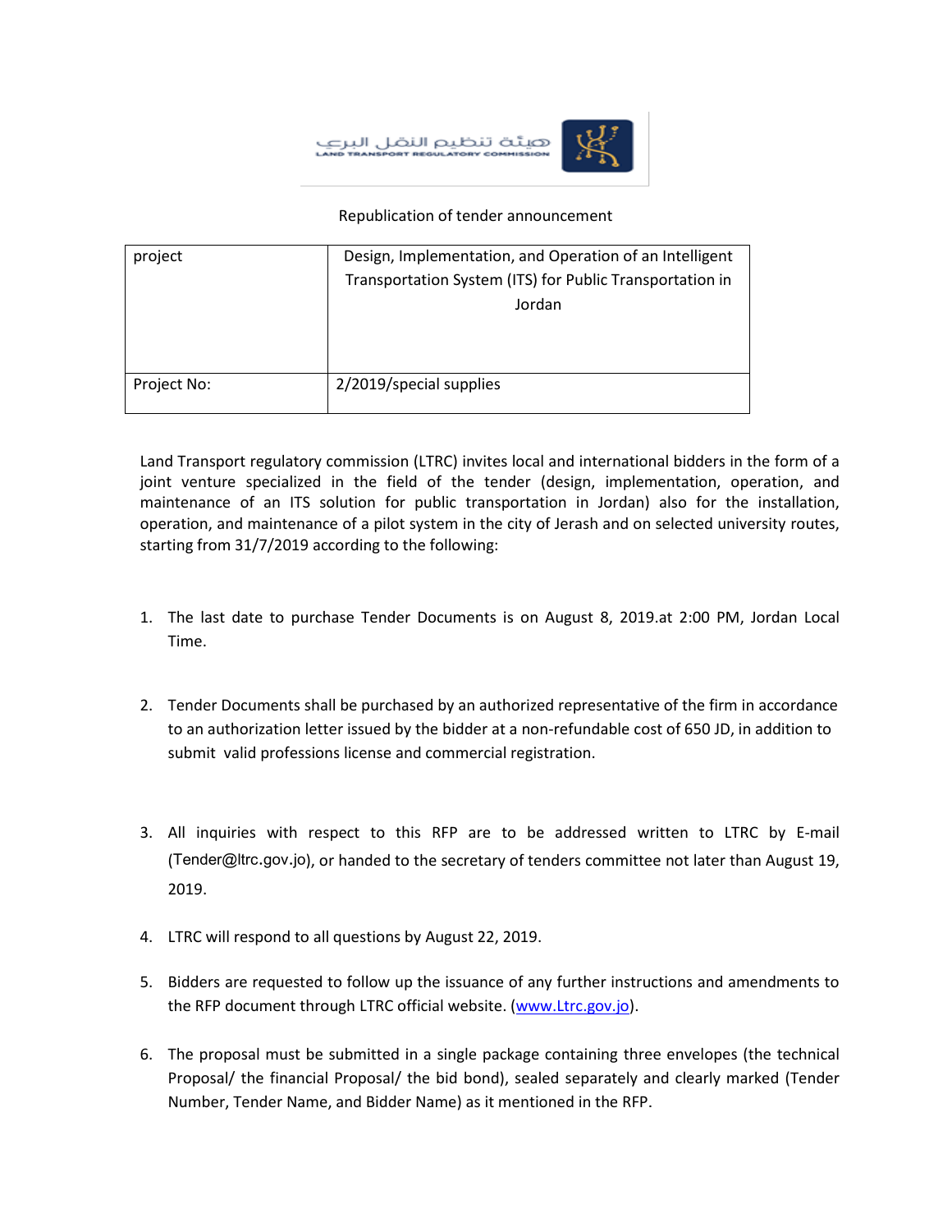هيئة تنظيم النقل البري
LAND TRANSPORT REGULATORY COMMISSION

Republication of tender announcement

| project | Design, Implementation, and Operation of an Intelligent Transportation System (ITS) for Public Transportation in Jordan |
|---|---|
| Project No: | 2/2019/special supplies |

Land Transport regulatory commission (LTRC) invites local and international bidders in the form of a joint venture specialized in the field of the tender (design, implementation, operation, and maintenance of an ITS solution for public transportation in Jordan) also for the installation, operation, and maintenance of a pilot system in the city of Jerash and on selected university routes, starting from 31/7/2019 according to the following:

1. The last date to purchase Tender Documents is on August 8, 2019.at 2:00 PM, Jordan Local Time.

2. Tender Documents shall be purchased by an authorized representative of the firm in accordance to an authorization letter issued by the bidder at a non-refundable cost of 650 JD, in addition to submit valid professions license and commercial registration.

3. All inquiries with respect to this RFP are to be addressed written to LTRC by E-mail (Tender@ltrc.gov.jo), or handed to the secretary of tenders committee not later than August 19, 2019.

4. LTRC will respond to all questions by August 22, 2019.

5. Bidders are requested to follow up the issuance of any further instructions and amendments to the RFP document through LTRC official website. (www.Ltrc.gov.jo).

6. The proposal must be submitted in a single package containing three envelopes (the technical Proposal/ the financial Proposal/ the bid bond), sealed separately and clearly marked (Tender Number, Tender Name, and Bidder Name) as it mentioned in the RFP.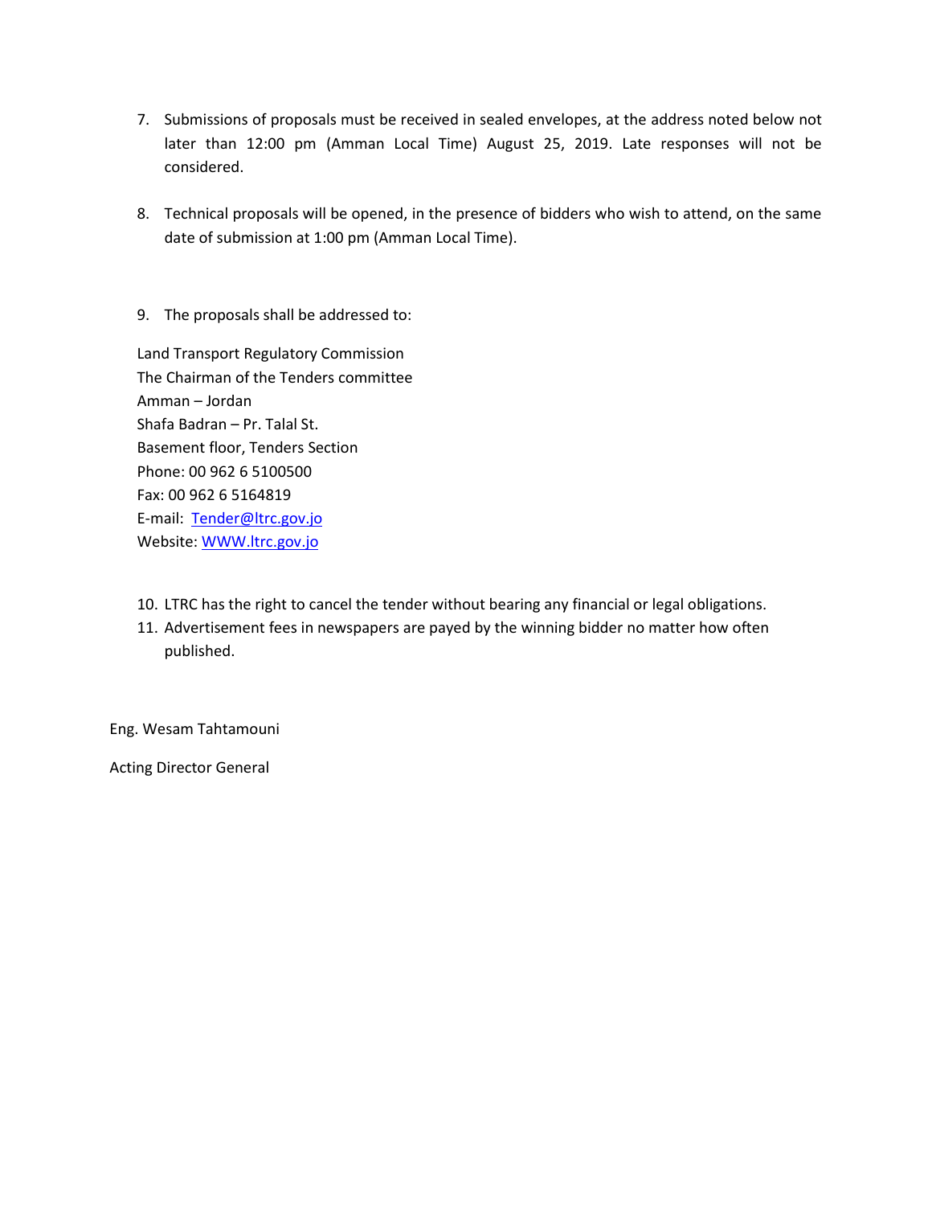7. Submissions of proposals must be received in sealed envelopes, at the address noted below not later than 12:00 pm (Amman Local Time) August 25, 2019. Late responses will not be considered.

8. Technical proposals will be opened, in the presence of bidders who wish to attend, on the same date of submission at 1:00 pm (Amman Local Time).

9. The proposals shall be addressed to:

Land Transport Regulatory Commission
The Chairman of the Tenders committee
Amman – Jordan
Shafa Badran – Pr. Talal St.
Basement floor, Tenders Section
Phone: 00 962 6 5100500
Fax: 00 962 6 5164819
E-mail: Tender@ltrc.gov.jo
Website: WWW.ltrc.gov.jo

10. LTRC has the right to cancel the tender without bearing any financial or legal obligations.
11. Advertisement fees in newspapers are payed by the winning bidder no matter how often published.

Eng. Wesam Tahtamouni

Acting Director General